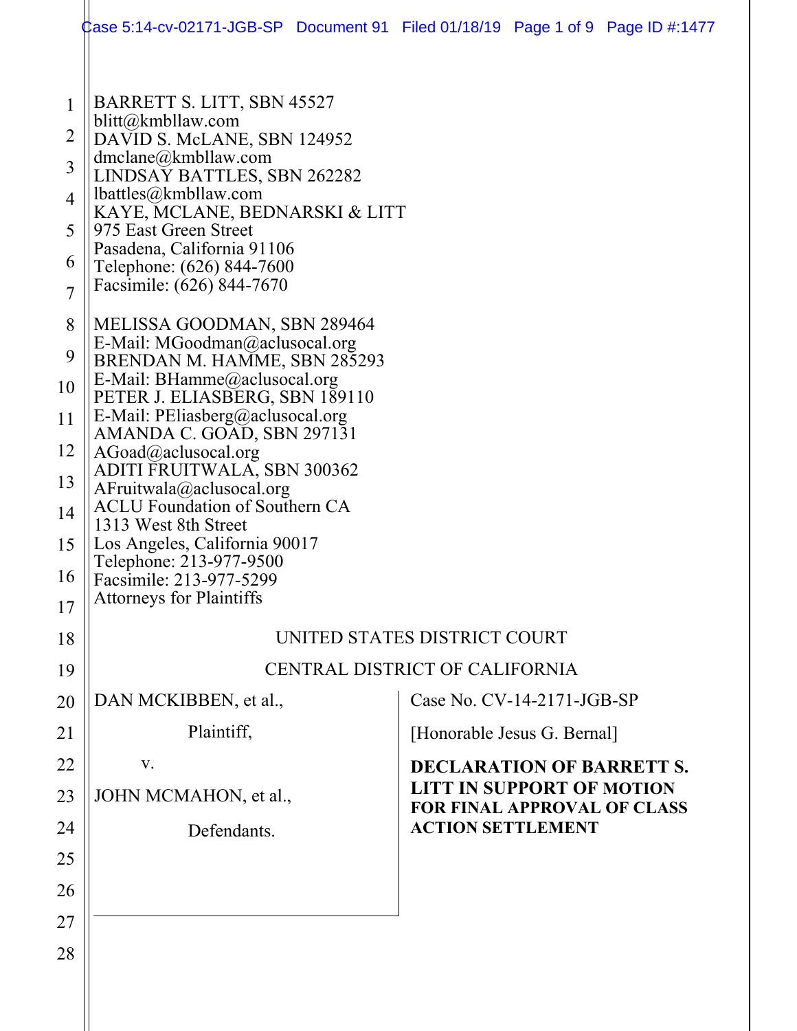BARRETT S. LITT, SBN 45527
blitt@kmbllaw.com
DAVID S. McLANE, SBN 124952
dmclane@kmbllaw.com
LINDSAY BATTLES, SBN 262282
lbattles@kmbllaw.com
KAYE, MCLANE, BEDNARSKI & LITT
975 East Green Street
Pasadena, California 91106
Telephone: (626) 844-7600
Facsimile: (626) 844-7670

MELISSA GOODMAN, SBN 289464
E-Mail: MGoodman@aclusocal.org
BRENDAN M. HAMME, SBN 285293
E-Mail: BHamme@aclusocal.org
PETER J. ELIASBERG, SBN 189110
E-Mail: PEliasberg@aclusocal.org
AMANDA C. GOAD, SBN 297131
AGoad@aclusocal.org
ADITI FRUITWALA, SBN 300362
AFruitwala@aclusocal.org
ACLU Foundation of Southern CA
1313 West 8th Street
Los Angeles, California 90017
Telephone: 213-977-9500
Facsimile: 213-977-5299
Attorneys for Plaintiffs

UNITED STATES DISTRICT COURT

CENTRAL DISTRICT OF CALIFORNIA

DAN MCKIBBEN, et al.,

Plaintiff,

v.

JOHN MCMAHON, et al.,

Defendants.

Case No. CV-14-2171-JGB-SP

[Honorable Jesus G. Bernal]

**DECLARATION OF BARRETT S. LITT IN SUPPORT OF MOTION FOR FINAL APPROVAL OF CLASS ACTION SETTLEMENT**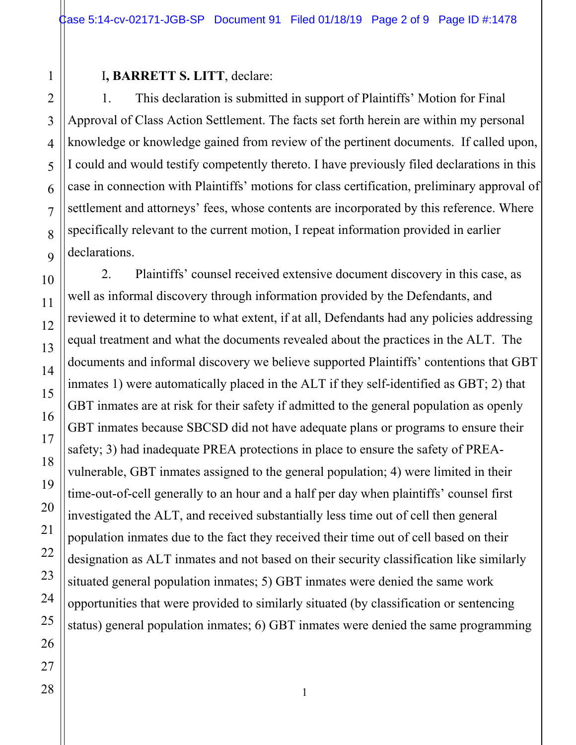I, **BARRETT S. LITT**, declare:

1. This declaration is submitted in support of Plaintiffs' Motion for Final Approval of Class Action Settlement. The facts set forth herein are within my personal knowledge or knowledge gained from review of the pertinent documents. If called upon, I could and would testify competently thereto. I have previously filed declarations in this case in connection with Plaintiffs' motions for class certification, preliminary approval of settlement and attorneys' fees, whose contents are incorporated by this reference. Where specifically relevant to the current motion, I repeat information provided in earlier declarations.

2. Plaintiffs' counsel received extensive document discovery in this case, as well as informal discovery through information provided by the Defendants, and reviewed it to determine to what extent, if at all, Defendants had any policies addressing equal treatment and what the documents revealed about the practices in the ALT. The documents and informal discovery we believe supported Plaintiffs' contentions that GBT inmates 1) were automatically placed in the ALT if they self-identified as GBT; 2) that GBT inmates are at risk for their safety if admitted to the general population as openly GBT inmates because SBCSD did not have adequate plans or programs to ensure their safety; 3) had inadequate PREA protections in place to ensure the safety of PREA-vulnerable, GBT inmates assigned to the general population; 4) were limited in their time-out-of-cell generally to an hour and a half per day when plaintiffs' counsel first investigated the ALT, and received substantially less time out of cell then general population inmates due to the fact they received their time out of cell based on their designation as ALT inmates and not based on their security classification like similarly situated general population inmates; 5) GBT inmates were denied the same work opportunities that were provided to similarly situated (by classification or sentencing status) general population inmates; 6) GBT inmates were denied the same programming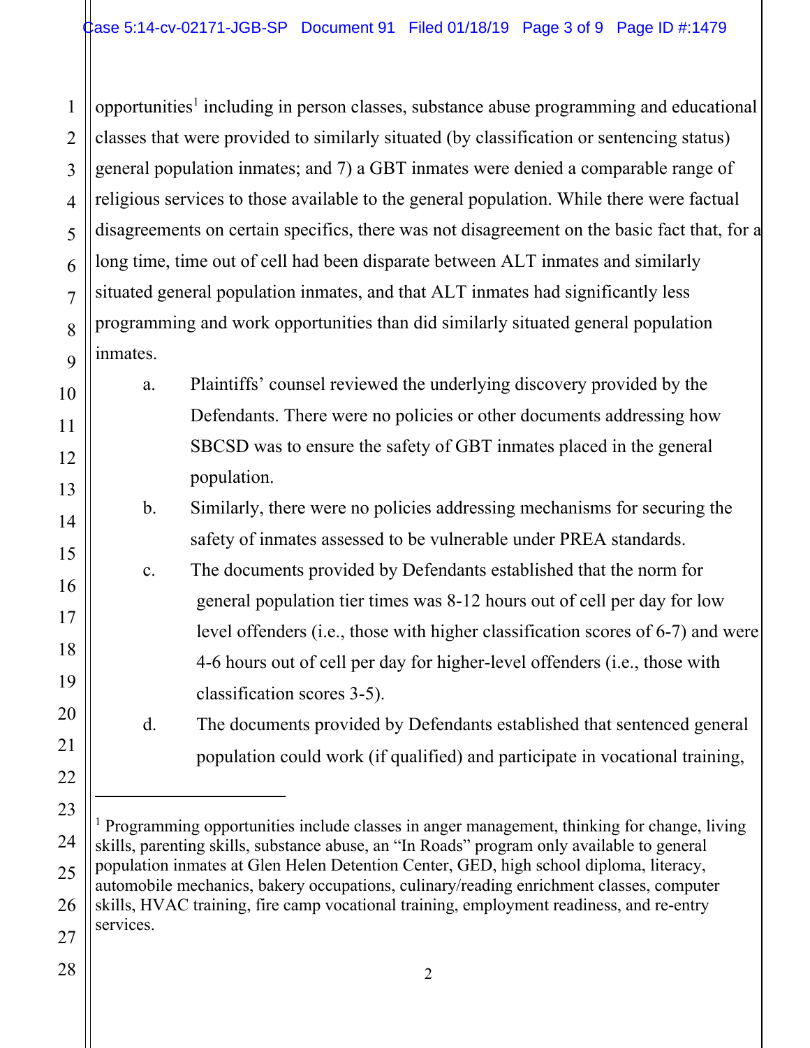opportunities[1] including in person classes, substance abuse programming and educational classes that were provided to similarly situated (by classification or sentencing status) general population inmates; and 7) a GBT inmates were denied a comparable range of religious services to those available to the general population. While there were factual disagreements on certain specifics, there was not disagreement on the basic fact that, for a long time, time out of cell had been disparate between ALT inmates and similarly situated general population inmates, and that ALT inmates had significantly less programming and work opportunities than did similarly situated general population inmates.

a. Plaintiffs' counsel reviewed the underlying discovery provided by the Defendants. There were no policies or other documents addressing how SBCSD was to ensure the safety of GBT inmates placed in the general population.

b. Similarly, there were no policies addressing mechanisms for securing the safety of inmates assessed to be vulnerable under PREA standards.

c. The documents provided by Defendants established that the norm for general population tier times was 8-12 hours out of cell per day for low level offenders (i.e., those with higher classification scores of 6-7) and were 4-6 hours out of cell per day for higher-level offenders (i.e., those with classification scores 3-5).

d. The documents provided by Defendants established that sentenced general population could work (if qualified) and participate in vocational training,

---

[1] Programming opportunities include classes in anger management, thinking for change, living skills, parenting skills, substance abuse, an "In Roads" program only available to general population inmates at Glen Helen Detention Center, GED, high school diploma, literacy, automobile mechanics, bakery occupations, culinary/reading enrichment classes, computer skills, HVAC training, fire camp vocational training, employment readiness, and re-entry services.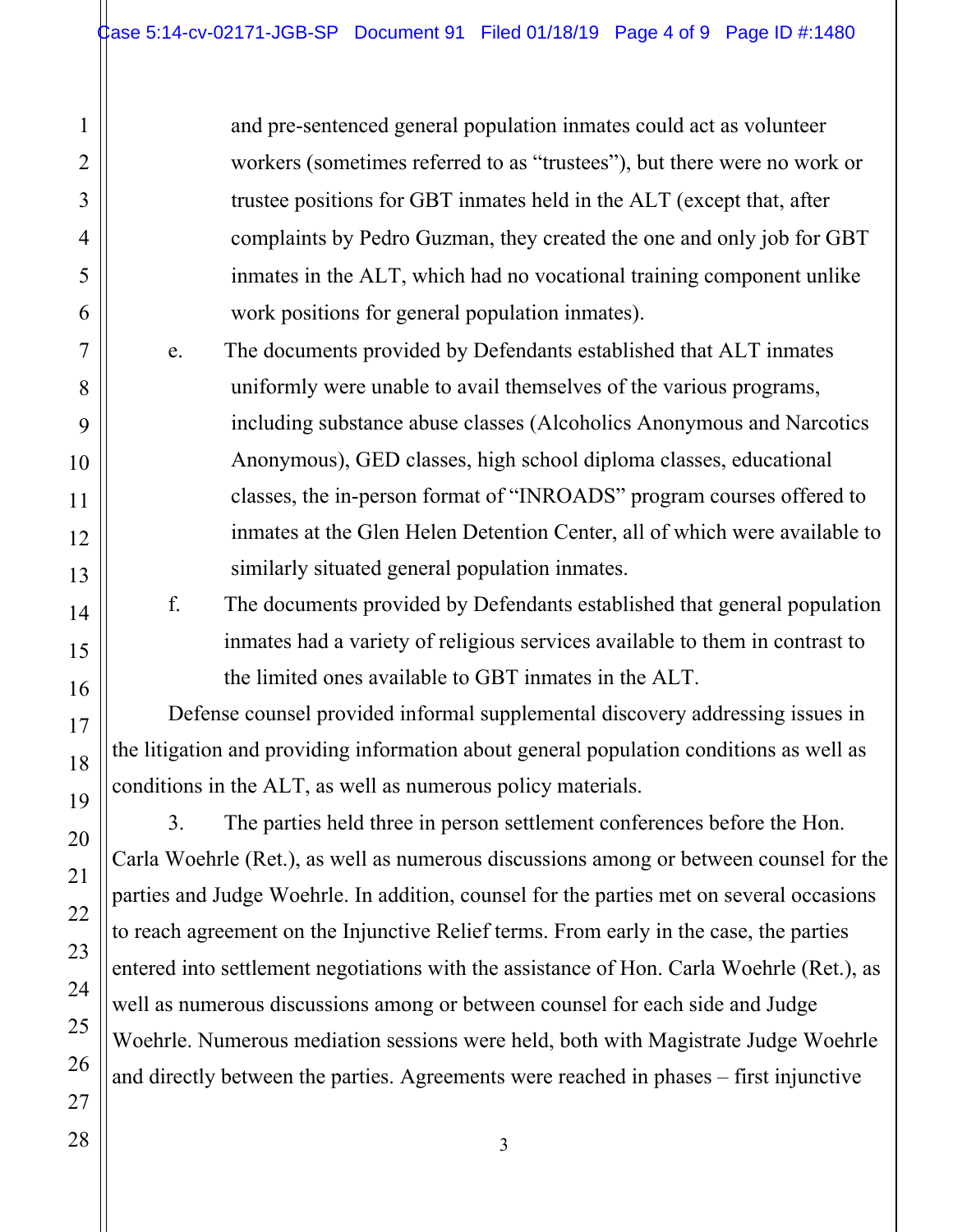and pre-sentenced general population inmates could act as volunteer workers (sometimes referred to as "trustees"), but there were no work or trustee positions for GBT inmates held in the ALT (except that, after complaints by Pedro Guzman, they created the one and only job for GBT inmates in the ALT, which had no vocational training component unlike work positions for general population inmates).

e. The documents provided by Defendants established that ALT inmates uniformly were unable to avail themselves of the various programs, including substance abuse classes (Alcoholics Anonymous and Narcotics Anonymous), GED classes, high school diploma classes, educational classes, the in-person format of "INROADS" program courses offered to inmates at the Glen Helen Detention Center, all of which were available to similarly situated general population inmates.

f. The documents provided by Defendants established that general population inmates had a variety of religious services available to them in contrast to the limited ones available to GBT inmates in the ALT.

Defense counsel provided informal supplemental discovery addressing issues in the litigation and providing information about general population conditions as well as conditions in the ALT, as well as numerous policy materials.

3. The parties held three in person settlement conferences before the Hon. Carla Woehrle (Ret.), as well as numerous discussions among or between counsel for the parties and Judge Woehrle. In addition, counsel for the parties met on several occasions to reach agreement on the Injunctive Relief terms. From early in the case, the parties entered into settlement negotiations with the assistance of Hon. Carla Woehrle (Ret.), as well as numerous discussions among or between counsel for each side and Judge Woehrle. Numerous mediation sessions were held, both with Magistrate Judge Woehrle and directly between the parties. Agreements were reached in phases – first injunctive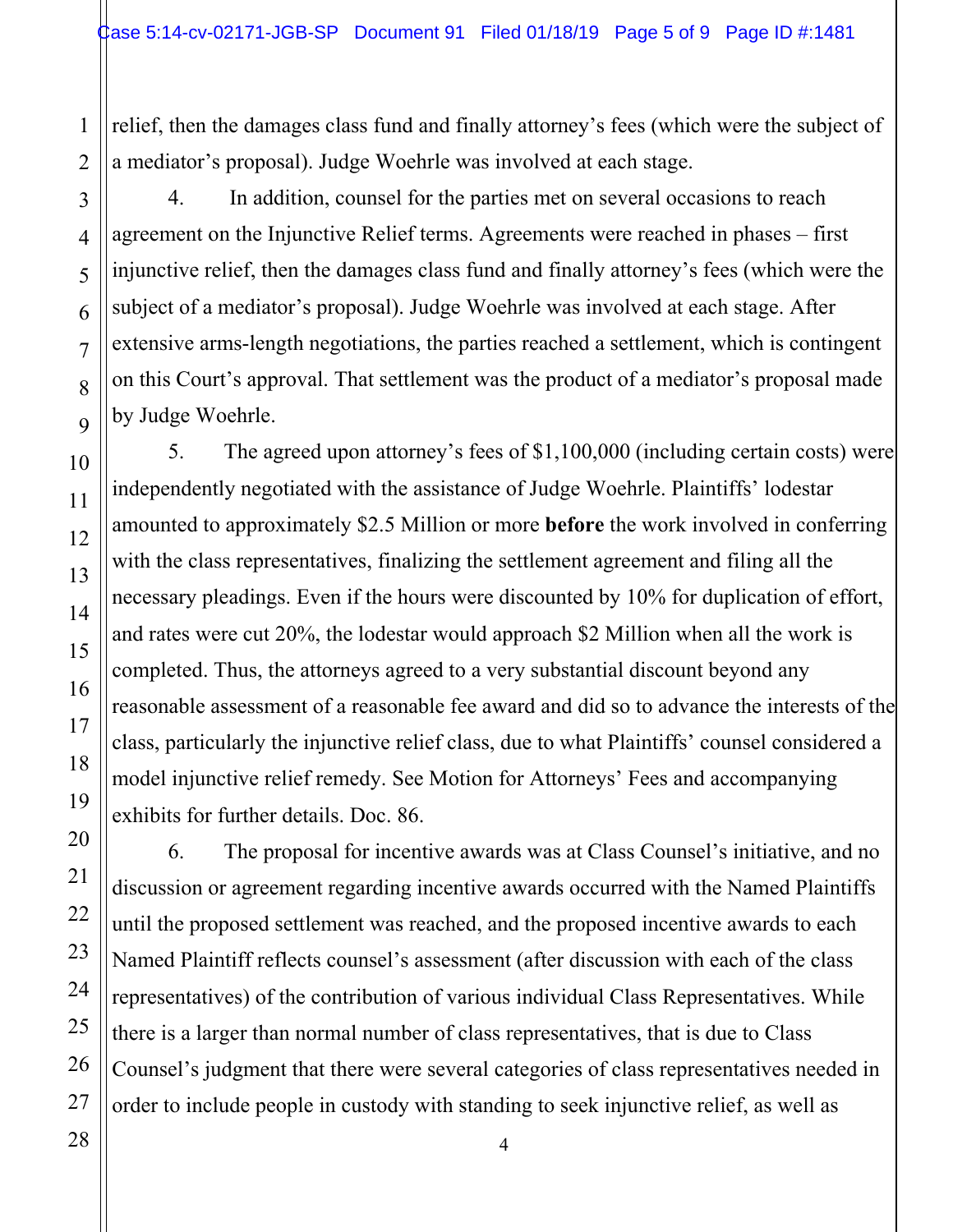relief, then the damages class fund and finally attorney's fees (which were the subject of a mediator's proposal). Judge Woehrle was involved at each stage.

4. In addition, counsel for the parties met on several occasions to reach agreement on the Injunctive Relief terms. Agreements were reached in phases – first injunctive relief, then the damages class fund and finally attorney's fees (which were the subject of a mediator's proposal). Judge Woehrle was involved at each stage. After extensive arms-length negotiations, the parties reached a settlement, which is contingent on this Court's approval. That settlement was the product of a mediator's proposal made by Judge Woehrle.

5. The agreed upon attorney's fees of $1,100,000 (including certain costs) were independently negotiated with the assistance of Judge Woehrle. Plaintiffs' lodestar amounted to approximately $2.5 Million or more **before** the work involved in conferring with the class representatives, finalizing the settlement agreement and filing all the necessary pleadings. Even if the hours were discounted by 10% for duplication of effort, and rates were cut 20%, the lodestar would approach $2 Million when all the work is completed. Thus, the attorneys agreed to a very substantial discount beyond any reasonable assessment of a reasonable fee award and did so to advance the interests of the class, particularly the injunctive relief class, due to what Plaintiffs' counsel considered a model injunctive relief remedy. See Motion for Attorneys' Fees and accompanying exhibits for further details. Doc. 86.

6. The proposal for incentive awards was at Class Counsel's initiative, and no discussion or agreement regarding incentive awards occurred with the Named Plaintiffs until the proposed settlement was reached, and the proposed incentive awards to each Named Plaintiff reflects counsel's assessment (after discussion with each of the class representatives) of the contribution of various individual Class Representatives. While there is a larger than normal number of class representatives, that is due to Class Counsel's judgment that there were several categories of class representatives needed in order to include people in custody with standing to seek injunctive relief, as well as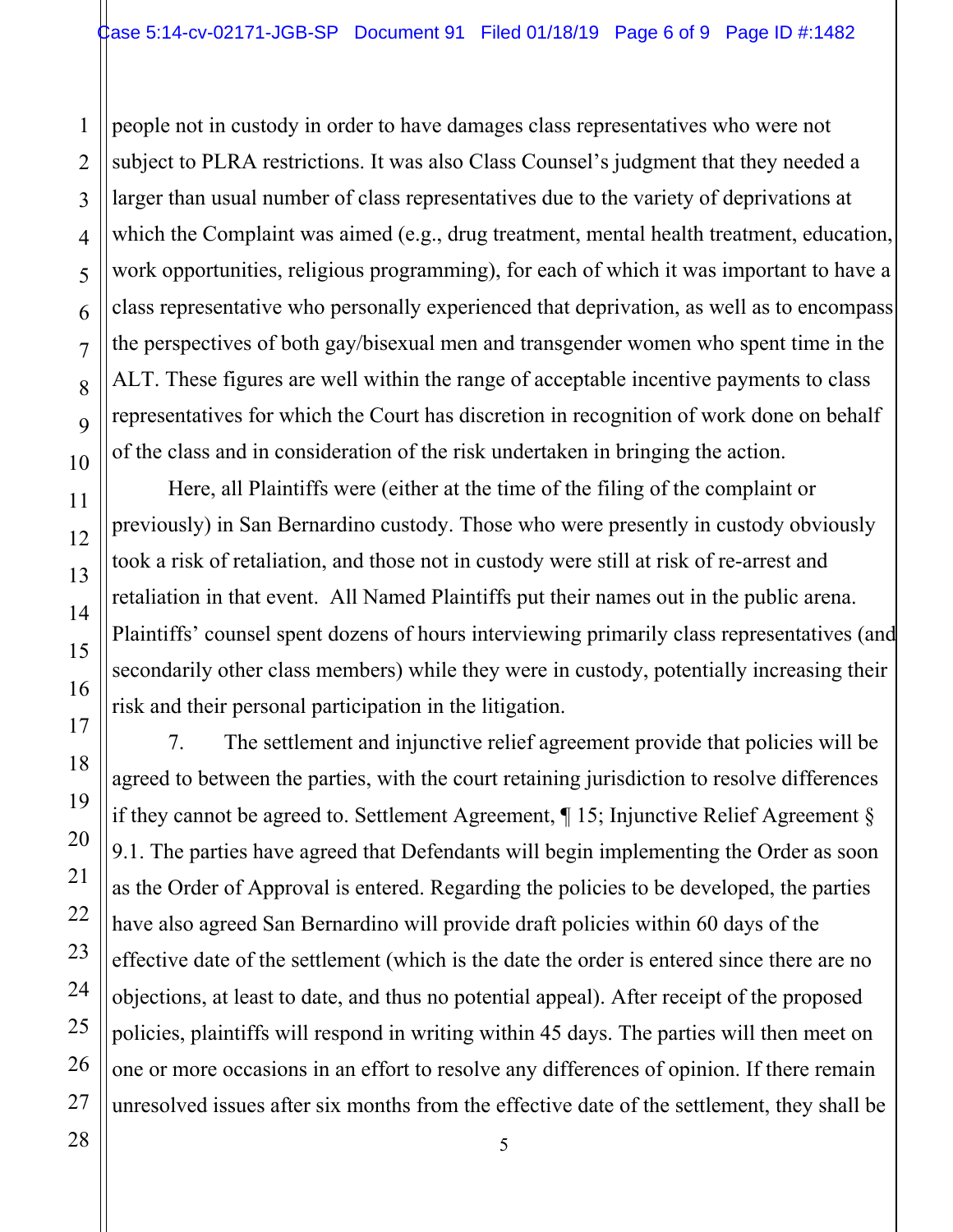people not in custody in order to have damages class representatives who were not subject to PLRA restrictions. It was also Class Counsel's judgment that they needed a larger than usual number of class representatives due to the variety of deprivations at which the Complaint was aimed (e.g., drug treatment, mental health treatment, education, work opportunities, religious programming), for each of which it was important to have a class representative who personally experienced that deprivation, as well as to encompass the perspectives of both gay/bisexual men and transgender women who spent time in the ALT. These figures are well within the range of acceptable incentive payments to class representatives for which the Court has discretion in recognition of work done on behalf of the class and in consideration of the risk undertaken in bringing the action.

Here, all Plaintiffs were (either at the time of the filing of the complaint or previously) in San Bernardino custody. Those who were presently in custody obviously took a risk of retaliation, and those not in custody were still at risk of re-arrest and retaliation in that event. All Named Plaintiffs put their names out in the public arena. Plaintiffs' counsel spent dozens of hours interviewing primarily class representatives (and secondarily other class members) while they were in custody, potentially increasing their risk and their personal participation in the litigation.

7. The settlement and injunctive relief agreement provide that policies will be agreed to between the parties, with the court retaining jurisdiction to resolve differences if they cannot be agreed to. Settlement Agreement, ¶ 15; Injunctive Relief Agreement § 9.1. The parties have agreed that Defendants will begin implementing the Order as soon as the Order of Approval is entered. Regarding the policies to be developed, the parties have also agreed San Bernardino will provide draft policies within 60 days of the effective date of the settlement (which is the date the order is entered since there are no objections, at least to date, and thus no potential appeal). After receipt of the proposed policies, plaintiffs will respond in writing within 45 days. The parties will then meet on one or more occasions in an effort to resolve any differences of opinion. If there remain unresolved issues after six months from the effective date of the settlement, they shall be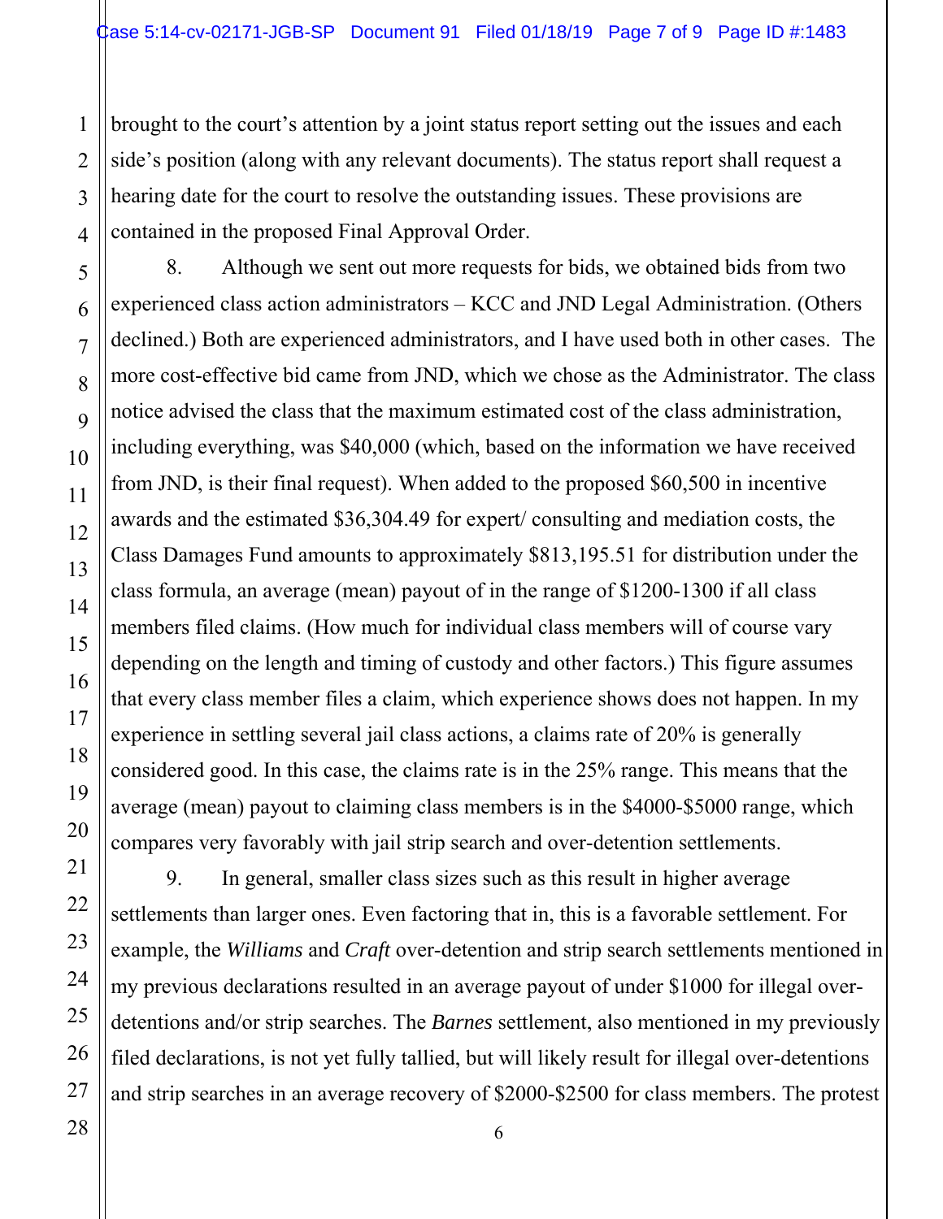brought to the court's attention by a joint status report setting out the issues and each side's position (along with any relevant documents). The status report shall request a hearing date for the court to resolve the outstanding issues. These provisions are contained in the proposed Final Approval Order.

8. Although we sent out more requests for bids, we obtained bids from two experienced class action administrators – KCC and JND Legal Administration. (Others declined.) Both are experienced administrators, and I have used both in other cases. The more cost-effective bid came from JND, which we chose as the Administrator. The class notice advised the class that the maximum estimated cost of the class administration, including everything, was $40,000 (which, based on the information we have received from JND, is their final request). When added to the proposed $60,500 in incentive awards and the estimated $36,304.49 for expert/ consulting and mediation costs, the Class Damages Fund amounts to approximately $813,195.51 for distribution under the class formula, an average (mean) payout of in the range of $1200-1300 if all class members filed claims. (How much for individual class members will of course vary depending on the length and timing of custody and other factors.) This figure assumes that every class member files a claim, which experience shows does not happen. In my experience in settling several jail class actions, a claims rate of 20% is generally considered good. In this case, the claims rate is in the 25% range. This means that the average (mean) payout to claiming class members is in the $4000-$5000 range, which compares very favorably with jail strip search and over-detention settlements.

9. In general, smaller class sizes such as this result in higher average settlements than larger ones. Even factoring that in, this is a favorable settlement. For example, the *Williams* and *Craft* over-detention and strip search settlements mentioned in my previous declarations resulted in an average payout of under $1000 for illegal over-detentions and/or strip searches. The *Barnes* settlement, also mentioned in my previously filed declarations, is not yet fully tallied, but will likely result for illegal over-detentions and strip searches in an average recovery of $2000-$2500 for class members. The protest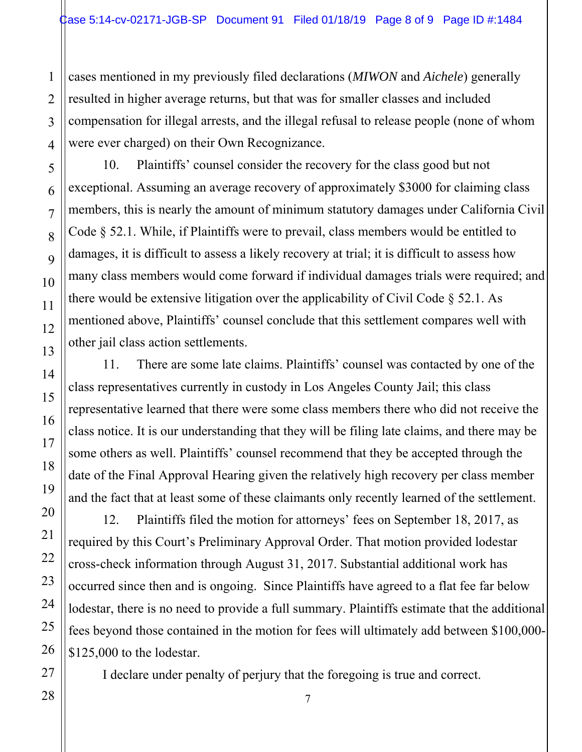cases mentioned in my previously filed declarations (*MIWON* and *Aichele*) generally resulted in higher average returns, but that was for smaller classes and included compensation for illegal arrests, and the illegal refusal to release people (none of whom were ever charged) on their Own Recognizance.

10. Plaintiffs' counsel consider the recovery for the class good but not exceptional. Assuming an average recovery of approximately $3000 for claiming class members, this is nearly the amount of minimum statutory damages under California Civil Code § 52.1. While, if Plaintiffs were to prevail, class members would be entitled to damages, it is difficult to assess a likely recovery at trial; it is difficult to assess how many class members would come forward if individual damages trials were required; and there would be extensive litigation over the applicability of Civil Code § 52.1. As mentioned above, Plaintiffs' counsel conclude that this settlement compares well with other jail class action settlements.

11. There are some late claims. Plaintiffs' counsel was contacted by one of the class representatives currently in custody in Los Angeles County Jail; this class representative learned that there were some class members there who did not receive the class notice. It is our understanding that they will be filing late claims, and there may be some others as well. Plaintiffs' counsel recommend that they be accepted through the date of the Final Approval Hearing given the relatively high recovery per class member and the fact that at least some of these claimants only recently learned of the settlement.

12. Plaintiffs filed the motion for attorneys' fees on September 18, 2017, as required by this Court's Preliminary Approval Order. That motion provided lodestar cross-check information through August 31, 2017. Substantial additional work has occurred since then and is ongoing. Since Plaintiffs have agreed to a flat fee far below lodestar, there is no need to provide a full summary. Plaintiffs estimate that the additional fees beyond those contained in the motion for fees will ultimately add between $100,000-$125,000 to the lodestar.

I declare under penalty of perjury that the foregoing is true and correct.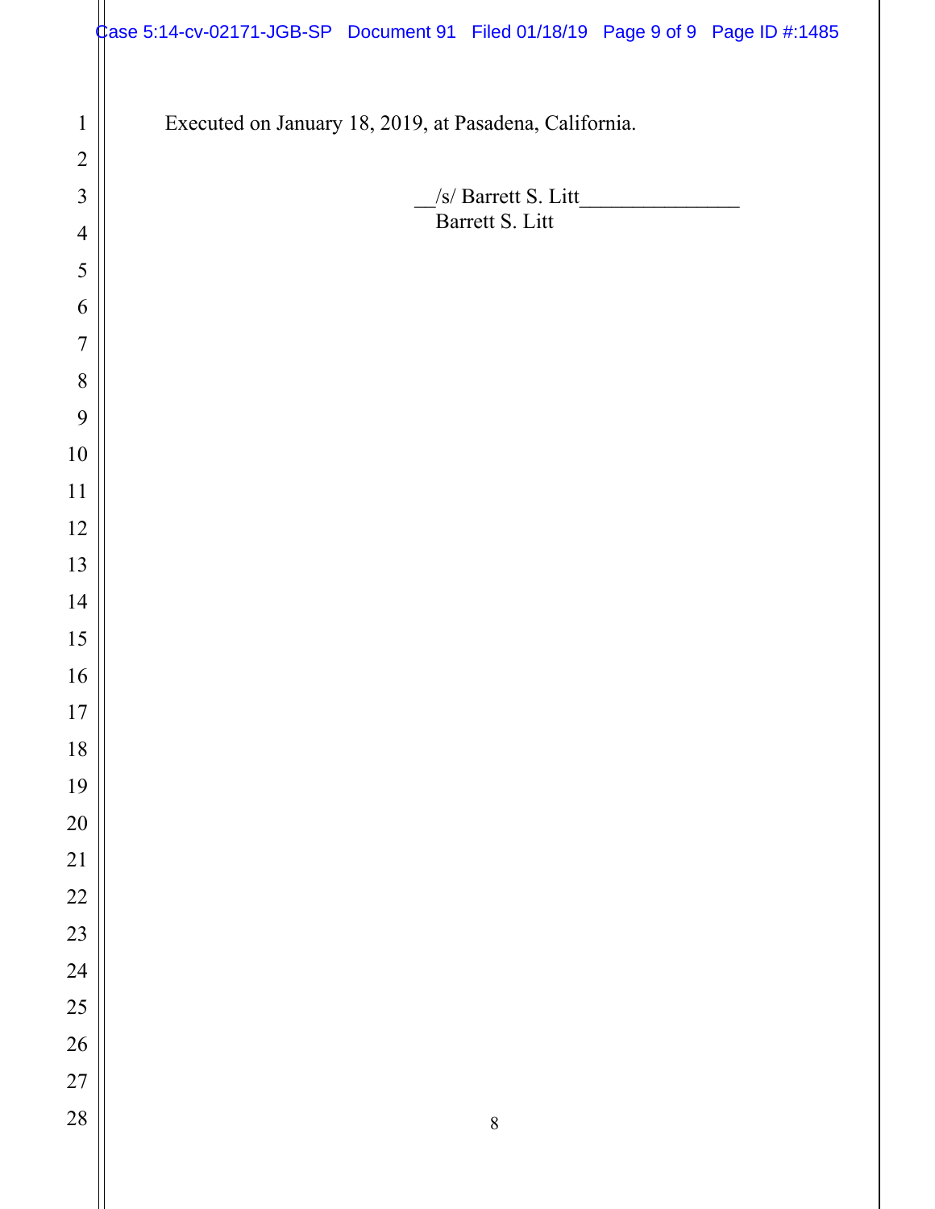Executed on January 18, 2019, at Pasadena, California.

__/s/ Barrett S. Litt______________
Barrett S. Litt